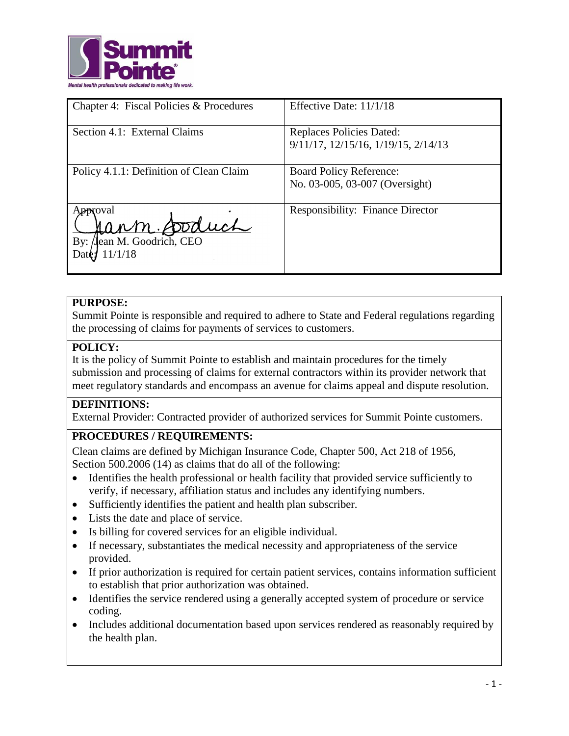Summit Pointe®

*Mental health professionals dedicated to making life work.*

| Chapter 4: Fiscal Policies & Procedures | Effective Date: 11/1/18 |
|---|---|
| Section 4.1: External Claims | Replaces Policies Dated: 9/11/17, 12/15/16, 1/19/15, 2/14/13 |
| Policy 4.1.1: Definition of Clean Claim | Board Policy Reference: No. 03-005, 03-007 (Oversight) |
| Approval<br>By: Jean M. Goodrich, CEO<br>Date: 11/1/18 | Responsibility: Finance Director |

**PURPOSE:**
Summit Pointe is responsible and required to adhere to State and Federal regulations regarding the processing of claims for payments of services to customers.

**POLICY:**
It is the policy of Summit Pointe to establish and maintain procedures for the timely submission and processing of claims for external contractors within its provider network that meet regulatory standards and encompass an avenue for claims appeal and dispute resolution.

**DEFINITIONS:**
External Provider: Contracted provider of authorized services for Summit Pointe customers.

**PROCEDURES / REQUIREMENTS:**
Clean claims are defined by Michigan Insurance Code, Chapter 500, Act 218 of 1956, Section 500.2006 (14) as claims that do all of the following:

- Identifies the health professional or health facility that provided service sufficiently to verify, if necessary, affiliation status and includes any identifying numbers.
- Sufficiently identifies the patient and health plan subscriber.
- Lists the date and place of service.
- Is billing for covered services for an eligible individual.
- If necessary, substantiates the medical necessity and appropriateness of the service provided.
- If prior authorization is required for certain patient services, contains information sufficient to establish that prior authorization was obtained.
- Identifies the service rendered using a generally accepted system of procedure or service coding.
- Includes additional documentation based upon services rendered as reasonably required by the health plan.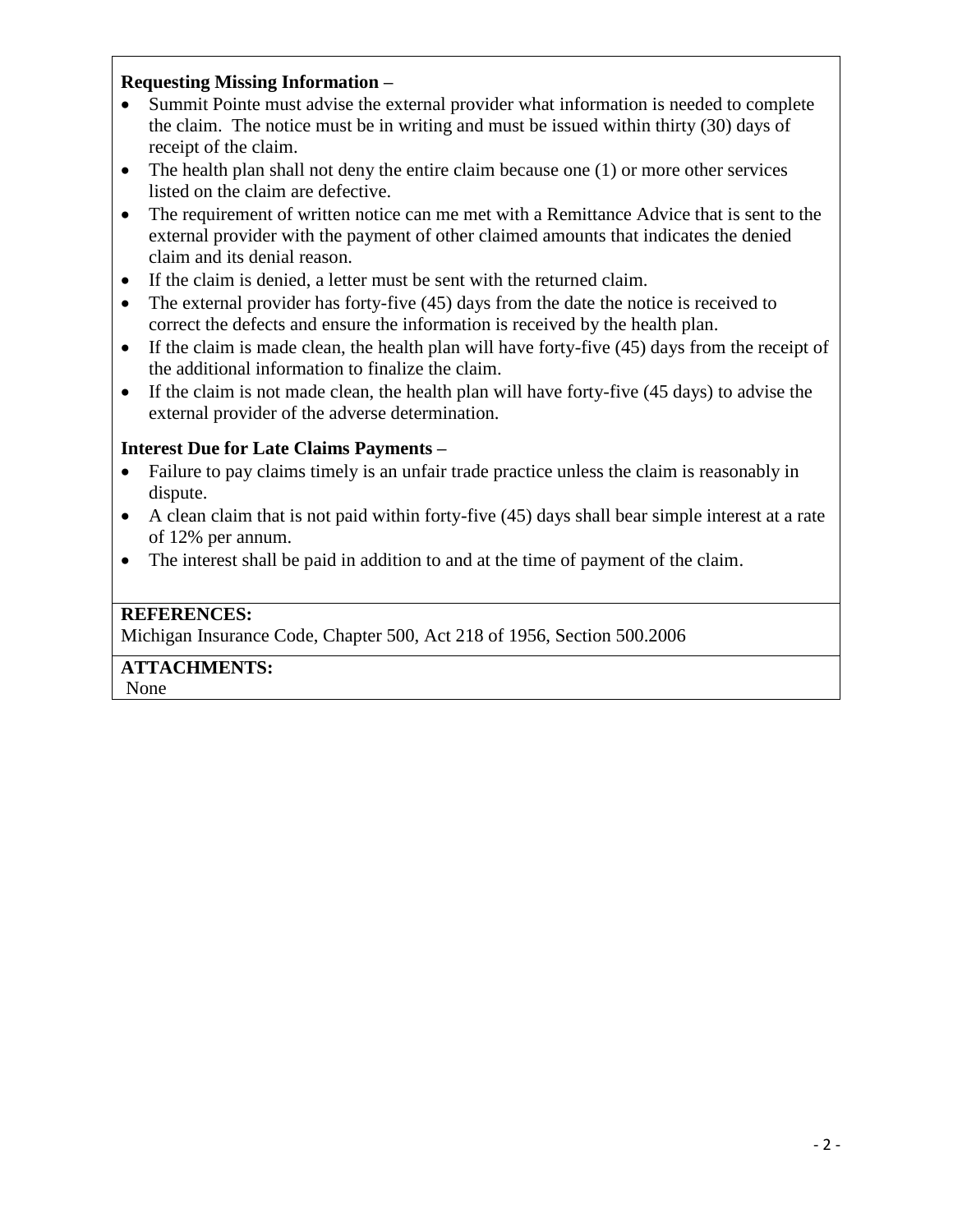**Requesting Missing Information –**

- Summit Pointe must advise the external provider what information is needed to complete the claim. The notice must be in writing and must be issued within thirty (30) days of receipt of the claim.
- The health plan shall not deny the entire claim because one (1) or more other services listed on the claim are defective.
- The requirement of written notice can me met with a Remittance Advice that is sent to the external provider with the payment of other claimed amounts that indicates the denied claim and its denial reason.
- If the claim is denied, a letter must be sent with the returned claim.
- The external provider has forty-five (45) days from the date the notice is received to correct the defects and ensure the information is received by the health plan.
- If the claim is made clean, the health plan will have forty-five (45) days from the receipt of the additional information to finalize the claim.
- If the claim is not made clean, the health plan will have forty-five (45 days) to advise the external provider of the adverse determination.

**Interest Due for Late Claims Payments –**

- Failure to pay claims timely is an unfair trade practice unless the claim is reasonably in dispute.
- A clean claim that is not paid within forty-five (45) days shall bear simple interest at a rate of 12% per annum.
- The interest shall be paid in addition to and at the time of payment of the claim.

**REFERENCES:**

Michigan Insurance Code, Chapter 500, Act 218 of 1956, Section 500.2006

**ATTACHMENTS:**

None